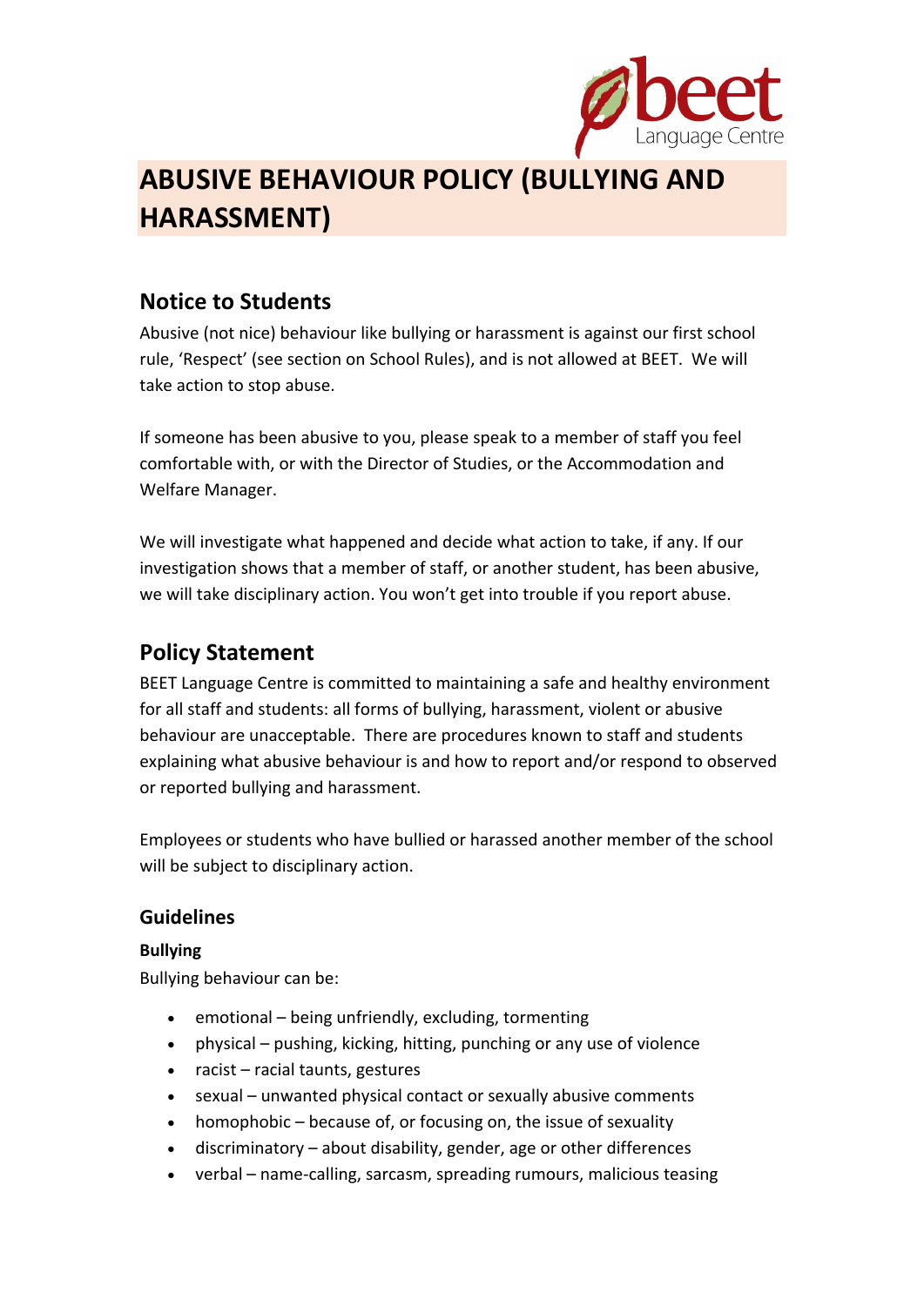# ABUSIVE BEHAVIOUR POLICY (BULLYING AND HARASSMENT)

## Notice to Students

Abusive (not nice) behaviour like bullying or harassment is against our first school rule, 'Respect' (see section on School Rules), and is not allowed at BEET. We will take action to stop abuse.

If someone has been abusive to you, please speak to a member of staff you feel comfortable with, or with the Director of Studies, or the Accommodation and Welfare Manager.

We will investigate what happened and decide what action to take, if any. If our investigation shows that a member of staff, or another student, has been abusive, we will take disciplinary action. You won't get into trouble if you report abuse.

## Policy Statement

BEET Language Centre is committed to maintaining a safe and healthy environment for all staff and students: all forms of bullying, harassment, violent or abusive behaviour are unacceptable. There are procedures known to staff and students explaining what abusive behaviour is and how to report and/or respond to observed or reported bullying and harassment.

Employees or students who have bullied or harassed another member of the school will be subject to disciplinary action.

### Guidelines

**Bullying**

Bullying behaviour can be:

- emotional – being unfriendly, excluding, tormenting
- physical – pushing, kicking, hitting, punching or any use of violence
- racist – racial taunts, gestures
- sexual – unwanted physical contact or sexually abusive comments
- homophobic – because of, or focusing on, the issue of sexuality
- discriminatory – about disability, gender, age or other differences
- verbal – name-calling, sarcasm, spreading rumours, malicious teasing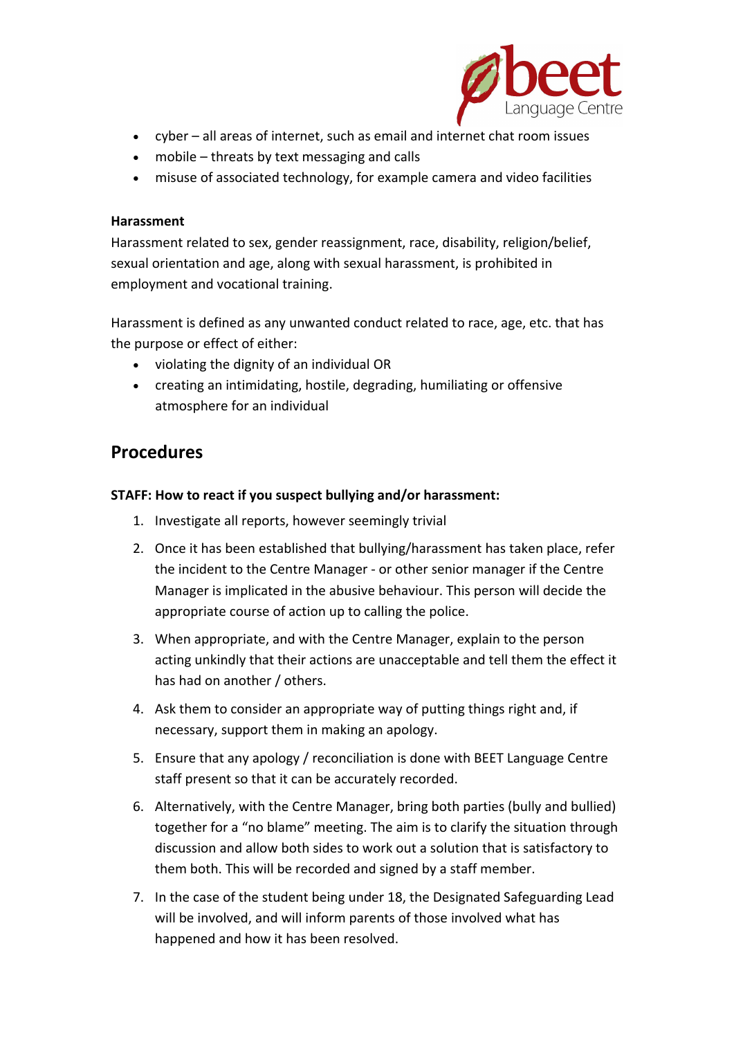- cyber – all areas of internet, such as email and internet chat room issues
- mobile – threats by text messaging and calls
- misuse of associated technology, for example camera and video facilities

**Harassment**

Harassment related to sex, gender reassignment, race, disability, religion/belief, sexual orientation and age, along with sexual harassment, is prohibited in employment and vocational training.

Harassment is defined as any unwanted conduct related to race, age, etc. that has the purpose or effect of either:

- violating the dignity of an individual OR
- creating an intimidating, hostile, degrading, humiliating or offensive atmosphere for an individual

## Procedures

**STAFF: How to react if you suspect bullying and/or harassment:**

1. Investigate all reports, however seemingly trivial
2. Once it has been established that bullying/harassment has taken place, refer the incident to the Centre Manager - or other senior manager if the Centre Manager is implicated in the abusive behaviour. This person will decide the appropriate course of action up to calling the police.
3. When appropriate, and with the Centre Manager, explain to the person acting unkindly that their actions are unacceptable and tell them the effect it has had on another / others.
4. Ask them to consider an appropriate way of putting things right and, if necessary, support them in making an apology.
5. Ensure that any apology / reconciliation is done with BEET Language Centre staff present so that it can be accurately recorded.
6. Alternatively, with the Centre Manager, bring both parties (bully and bullied) together for a "no blame" meeting. The aim is to clarify the situation through discussion and allow both sides to work out a solution that is satisfactory to them both. This will be recorded and signed by a staff member.
7. In the case of the student being under 18, the Designated Safeguarding Lead will be involved, and will inform parents of those involved what has happened and how it has been resolved.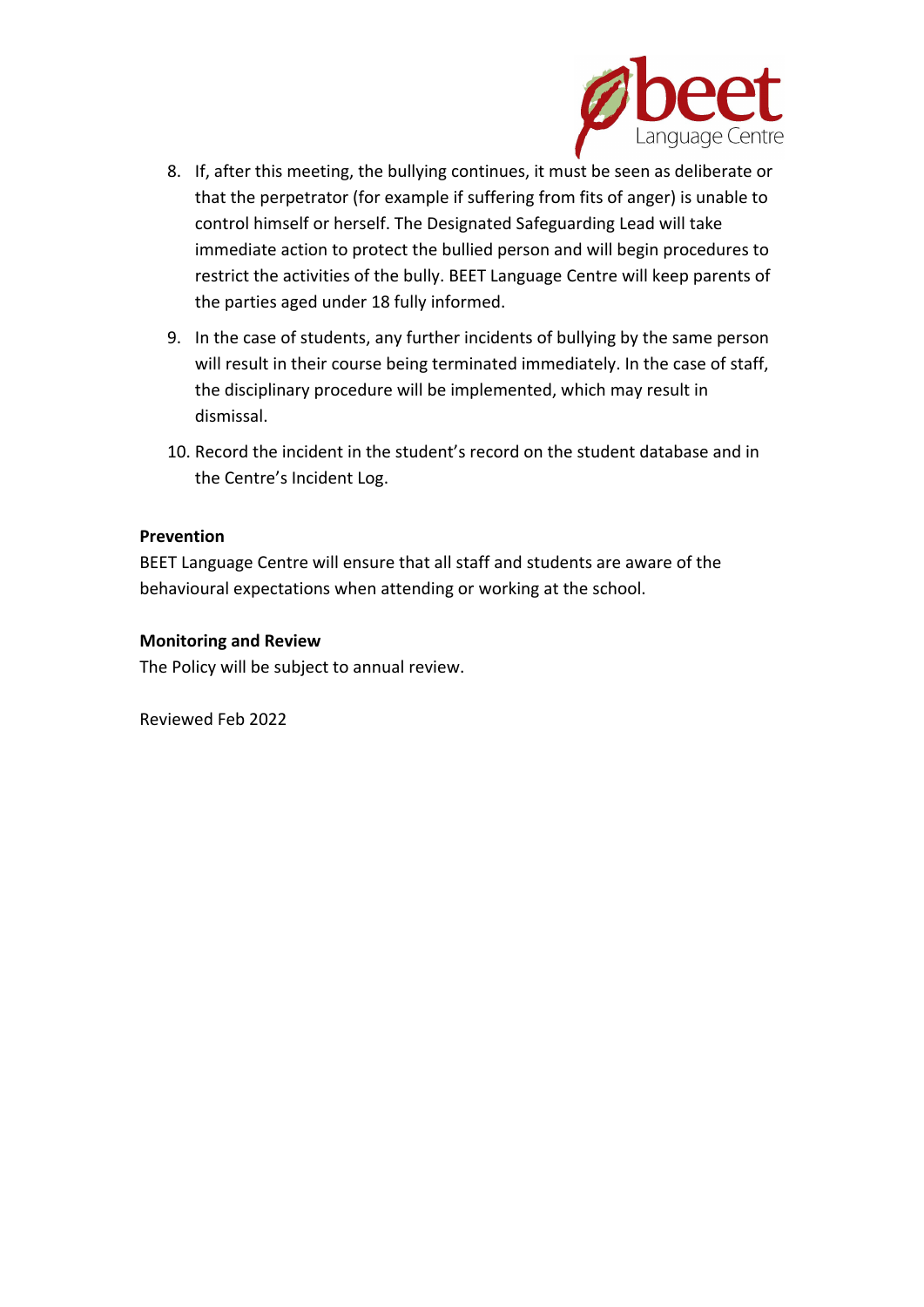8. If, after this meeting, the bullying continues, it must be seen as deliberate or that the perpetrator (for example if suffering from fits of anger) is unable to control himself or herself. The Designated Safeguarding Lead will take immediate action to protect the bullied person and will begin procedures to restrict the activities of the bully. BEET Language Centre will keep parents of the parties aged under 18 fully informed.
9. In the case of students, any further incidents of bullying by the same person will result in their course being terminated immediately. In the case of staff, the disciplinary procedure will be implemented, which may result in dismissal.
10. Record the incident in the student's record on the student database and in the Centre's Incident Log.

**Prevention**

BEET Language Centre will ensure that all staff and students are aware of the behavioural expectations when attending or working at the school.

**Monitoring and Review**

The Policy will be subject to annual review.

Reviewed Feb 2022